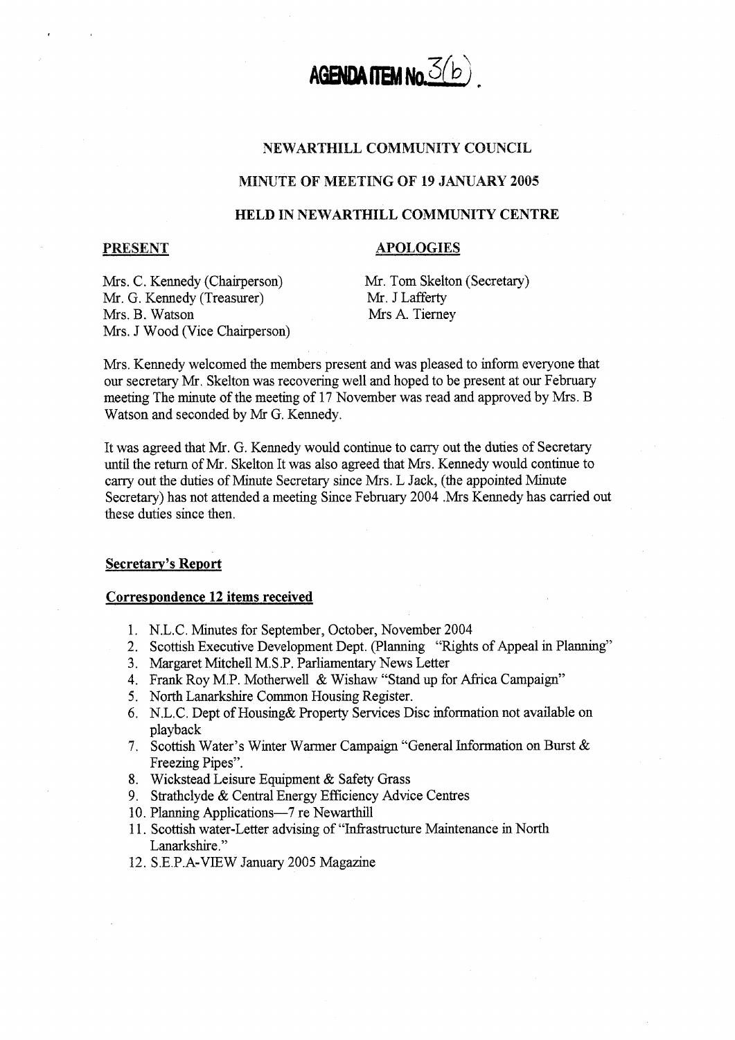# AGENDA ITEM No. 3(b)

## NEWARTHILL COMMUNITY COUNCIL

## MINUTE OF MEETING OF 19 JANUARY 2005

## HELD IN NEWARTHILL COMMUNITY CENTRE

**PRESENT**

Mrs. C. Kennedy (Chairperson)
Mr. G. Kennedy (Treasurer)
Mrs. B. Watson
Mrs. J Wood (Vice Chairperson)

**APOLOGIES**

Mr. Tom Skelton (Secretary)
Mr. J Lafferty
Mrs A. Tierney

Mrs. Kennedy welcomed the members present and was pleased to inform everyone that our secretary Mr. Skelton was recovering well and hoped to be present at our February meeting The minute of the meeting of 17 November was read and approved by Mrs. B Watson and seconded by Mr G. Kennedy.

It was agreed that Mr. G. Kennedy would continue to carry out the duties of Secretary until the return of Mr. Skelton It was also agreed that Mrs. Kennedy would continue to carry out the duties of Minute Secretary since Mrs. L Jack, (the appointed Minute Secretary) has not attended a meeting Since February 2004 .Mrs Kennedy has carried out these duties since then.

**Secretary's Report**

**Correspondence 12 items received**

1. N.L.C. Minutes for September, October, November 2004
2. Scottish Executive Development Dept. (Planning "Rights of Appeal in Planning"
3. Margaret Mitchell M.S.P. Parliamentary News Letter
4. Frank Roy M.P. Motherwell & Wishaw "Stand up for Africa Campaign"
5. North Lanarkshire Common Housing Register.
6. N.L.C. Dept of Housing& Property Services Disc information not available on playback
7. Scottish Water's Winter Warmer Campaign "General Information on Burst & Freezing Pipes".
8. Wickstead Leisure Equipment & Safety Grass
9. Strathclyde & Central Energy Efficiency Advice Centres
10. Planning Applications—7 re Newarthill
11. Scottish water-Letter advising of "Infrastructure Maintenance in North Lanarkshire."
12. S.E.P.A-VIEW January 2005 Magazine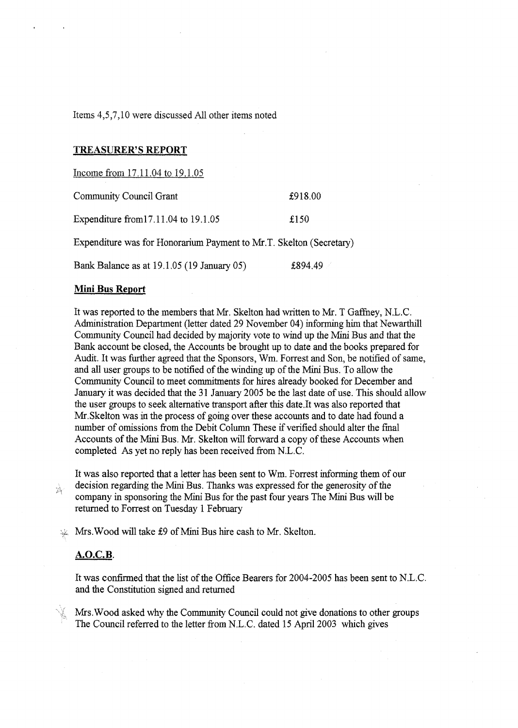Items 4,5,7,10 were discussed All other items noted

## TREASURER'S REPORT

Income from 17.11.04 to 19.1.05

Community Council Grant £918.00

Expenditure from17.11.04 to 19.1.05 £150

Expenditure was for Honorarium Payment to Mr.T. Skelton (Secretary)

Bank Balance as at 19.1.05 (19 January 05) £894.49

## Mini Bus Report

It was reported to the members that Mr. Skelton had written to Mr. T Gaffney, N.L.C. Administration Department (letter dated 29 November 04) informing him that Newarthill Community Council had decided by majority vote to wind up the Mini Bus and that the Bank account be closed, the Accounts be brought up to date and the books prepared for Audit. It was further agreed that the Sponsors, Wm. Forrest and Son, be notified of same, and all user groups to be notified of the winding up of the Mini Bus. To allow the Community Council to meet commitments for hires already booked for December and January it was decided that the 31 January 2005 be the last date of use. This should allow the user groups to seek alternative transport after this date.It was also reported that Mr.Skelton was in the process of going over these accounts and to date had found a number of omissions from the Debit Column These if verified should alter the final Accounts of the Mini Bus. Mr. Skelton will forward a copy of these Accounts when completed As yet no reply has been received from N.L.C.

It was also reported that a letter has been sent to Wm. Forrest informing them of our decision regarding the Mini Bus. Thanks was expressed for the generosity of the company in sponsoring the Mini Bus for the past four years The Mini Bus will be returned to Forrest on Tuesday 1 February

Mrs.Wood will take £9 of Mini Bus hire cash to Mr. Skelton.

## A.O.C.B.

It was confirmed that the list of the Office Bearers for 2004-2005 has been sent to N.L.C. and the Constitution signed and returned

Mrs.Wood asked why the Community Council could not give donations to other groups The Council referred to the letter from N.L.C. dated 15 April 2003 which gives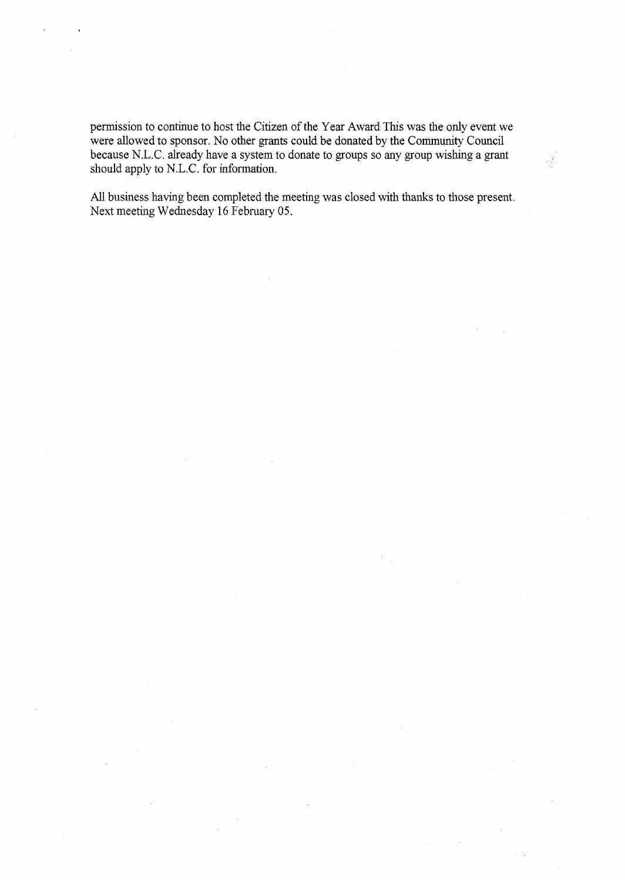permission to continue to host the Citizen of the Year Award This was the only event we were allowed to sponsor. No other grants could be donated by the Community Council because N.L.C. already have a system to donate to groups so any group wishing a grant should apply to N.L.C. for information.

All business having been completed the meeting was closed with thanks to those present. Next meeting Wednesday 16 February 05.